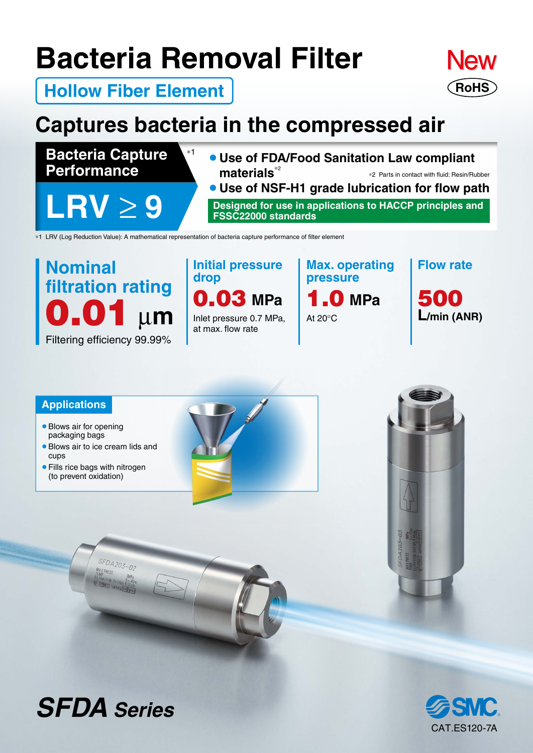# Bacteria Removal Filter

**Hollow Fiber Element**

New

RoHS

## Captures bacteria in the compressed air

**Bacteria Capture Performance**[*1]

# LRV ≥ 9

- **Use of FDA/Food Sanitation Law compliant materials**[*2]
  *2 Parts in contact with fluid: Resin/Rubber
- **Use of NSF-H1 grade lubrication for flow path**

**Designed for use in applications to HACCP principles and FSSC22000 standards**

*1 LRV (Log Reduction Value): A mathematical representation of bacteria capture performance of filter element

### Nominal filtration rating
**0.01 μm**
Filtering efficiency 99.99%

### Initial pressure drop
**0.03 MPa**
Inlet pressure 0.7 MPa, at max. flow rate

### Max. operating pressure
**1.0 MPa**
At 20°C

### Flow rate
**500 L/min (ANR)**

### Applications

- Blows air for opening packaging bags
- Blows air to ice cream lids and cups
- Fills rice bags with nitrogen (to prevent oxidation)

# *SFDA Series*

SMC

CAT.ES120-7A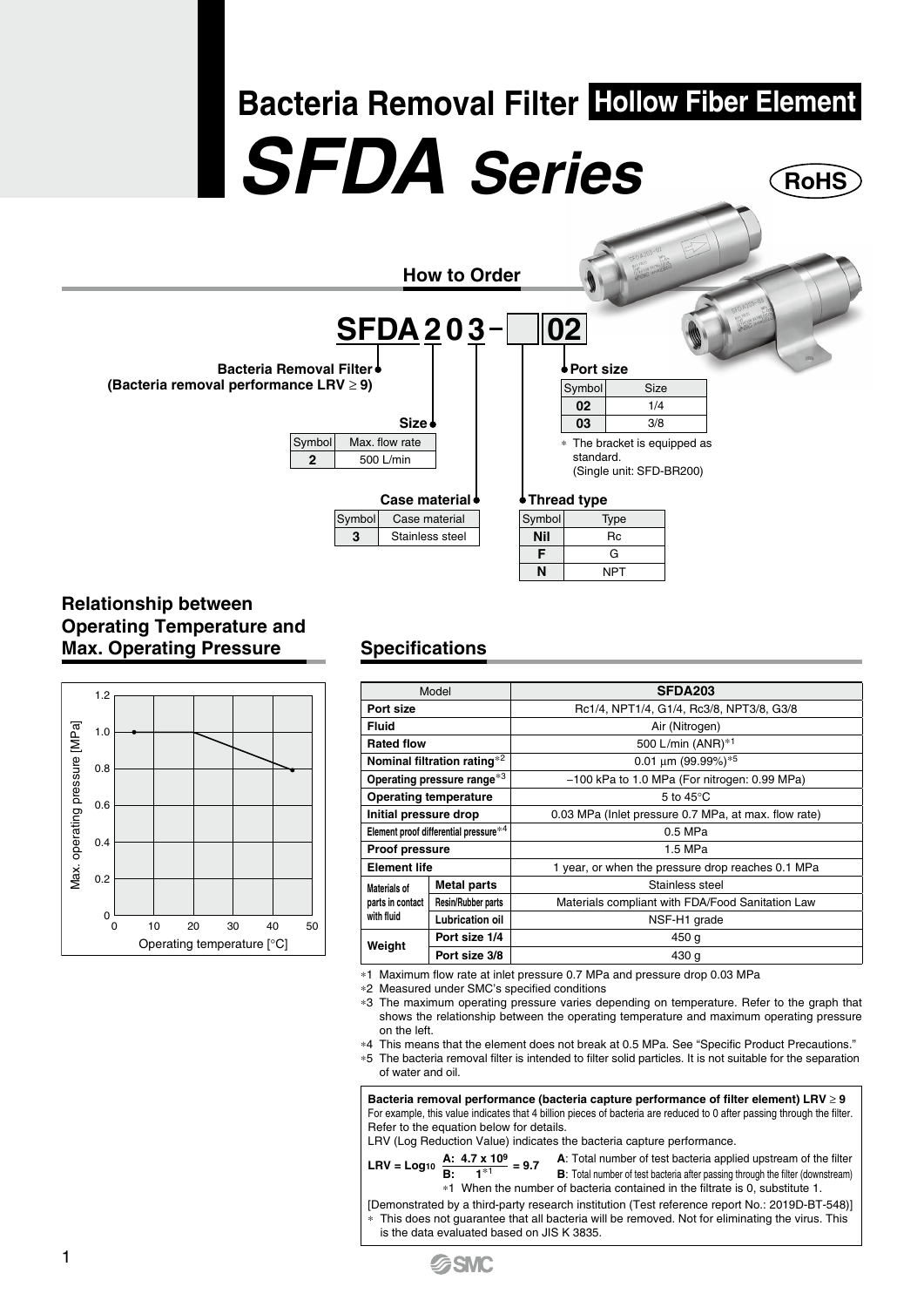# Bacteria Removal Filter Hollow Fiber Element

# SFDA Series

RoHS

## How to Order

**SFDA 2 0 3 – [ ] 02**

**Bacteria Removal Filter**
**(Bacteria removal performance LRV ≥ 9)**

**Size**

| Symbol | Max. flow rate |
|---|---|
| **2** | 500 L/min |

**Case material**

| Symbol | Case material |
|---|---|
| **3** | Stainless steel |

**Thread type**

| Symbol | Type |
|---|---|
| **Nil** | Rc |
| **F** | G |
| **N** | NPT |

**Port size**

| Symbol | Size |
|---|---|
| **02** | 1/4 |
| **03** | 3/8 |

* The bracket is equipped as standard. (Single unit: SFD-BR200)

## Relationship between Operating Temperature and Max. Operating Pressure

Max. operating pressure [MPa] vs. Operating temperature [°C]: 1.0 MPa from 5 to 20°C, decreasing linearly to 0.8 MPa at 45°C.

## Specifications

| Model | | SFDA203 |
|---|---|---|
| **Port size** | | Rc1/4, NPT1/4, G1/4, Rc3/8, NPT3/8, G3/8 |
| **Fluid** | | Air (Nitrogen) |
| **Rated flow** | | 500 L/min (ANR)*1 |
| **Nominal filtration rating***2 | | 0.01 µm (99.99%)*5 |
| **Operating pressure range***3 | | –100 kPa to 1.0 MPa (For nitrogen: 0.99 MPa) |
| **Operating temperature** | | 5 to 45°C |
| **Initial pressure drop** | | 0.03 MPa (Inlet pressure 0.7 MPa, at max. flow rate) |
| **Element proof differential pressure***4 | | 0.5 MPa |
| **Proof pressure** | | 1.5 MPa |
| **Element life** | | 1 year, or when the pressure drop reaches 0.1 MPa |
| **Materials of parts in contact with fluid** | **Metal parts** | Stainless steel |
| | **Resin/Rubber parts** | Materials compliant with FDA/Food Sanitation Law |
| | **Lubrication oil** | NSF-H1 grade |
| **Weight** | **Port size 1/4** | 450 g |
| | **Port size 3/8** | 430 g |

*1 Maximum flow rate at inlet pressure 0.7 MPa and pressure drop 0.03 MPa
*2 Measured under SMC's specified conditions
*3 The maximum operating pressure varies depending on temperature. Refer to the graph that shows the relationship between the operating temperature and maximum operating pressure on the left.
*4 This means that the element does not break at 0.5 MPa. See "Specific Product Precautions."
*5 The bacteria removal filter is intended to filter solid particles. It is not suitable for the separation of water and oil.

**Bacteria removal performance (bacteria capture performance of filter element) LRV ≥ 9**
For example, this value indicates that 4 billion pieces of bacteria are reduced to 0 after passing through the filter. Refer to the equation below for details.
LRV (Log Reduction Value) indicates the bacteria capture performance.

$$LRV = \log_{10} \frac{A:\ 4.7 \times 10^9}{B:\ 1^{*1}} = 9.7$$

**A**: Total number of test bacteria applied upstream of the filter
**B**: Total number of test bacteria after passing through the filter (downstream)
*1 When the number of bacteria contained in the filtrate is 0, substitute 1.

[Demonstrated by a third-party research institution (Test reference report No.: 2019D-BT-548)]
* This does not guarantee that all bacteria will be removed. Not for eliminating the virus. This is the data evaluated based on JIS K 3835.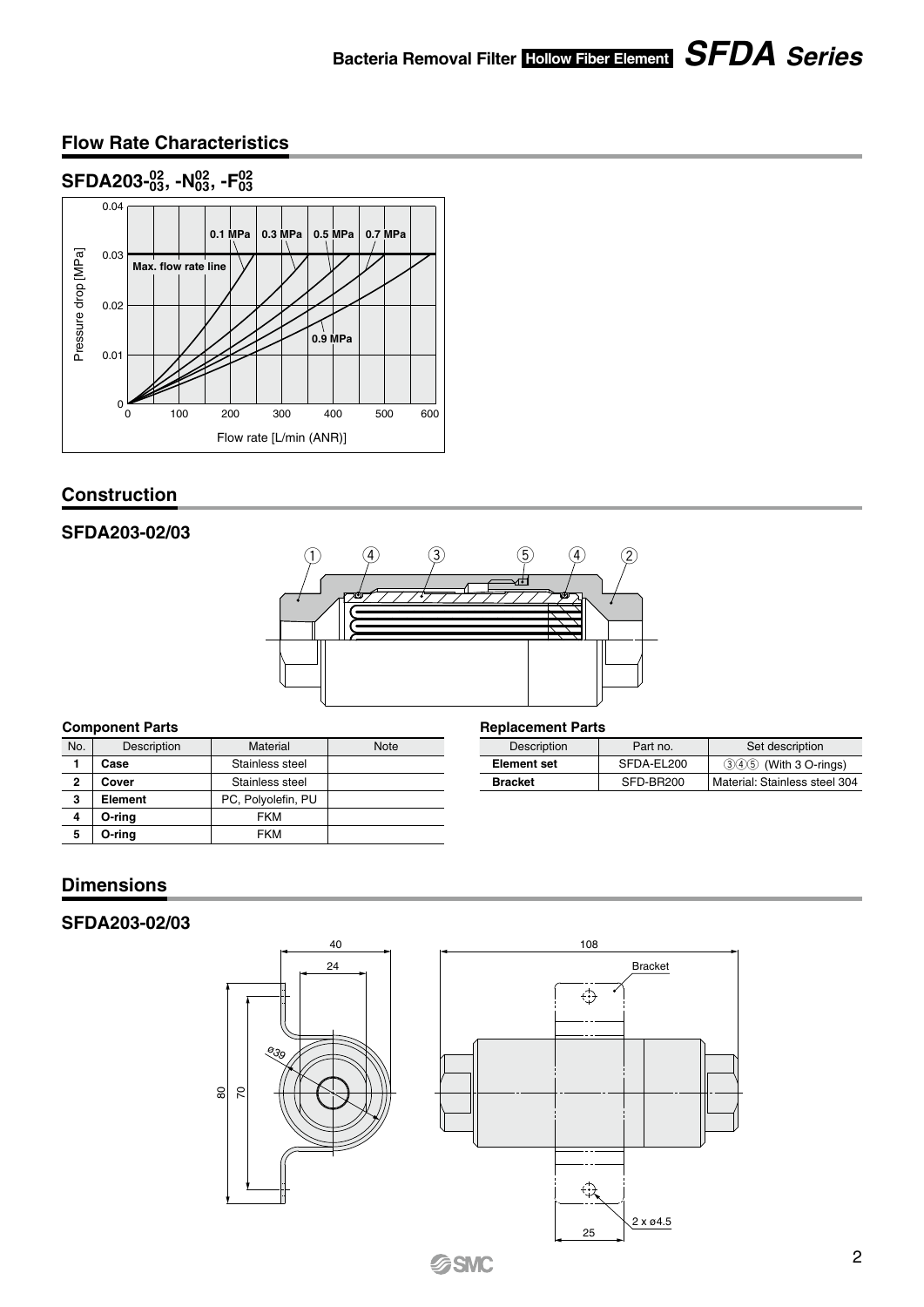## Flow Rate Characteristics

### SFDA203-$^{02}_{03}$, -N$^{02}_{03}$, -F$^{02}_{03}$

## Construction

### SFDA203-02/03

**Component Parts**

| No. | Description | Material | Note |
|---|---|---|---|
| 1 | **Case** | Stainless steel | |
| 2 | **Cover** | Stainless steel | |
| 3 | **Element** | PC, Polyolefin, PU | |
| 4 | **O-ring** | FKM | |
| 5 | **O-ring** | FKM | |

**Replacement Parts**

| Description | Part no. | Set description |
|---|---|---|
| **Element set** | SFDA-EL200 | ③④⑤ (With 3 O-rings) |
| **Bracket** | SFD-BR200 | Material: Stainless steel 304 |

## Dimensions

### SFDA203-02/03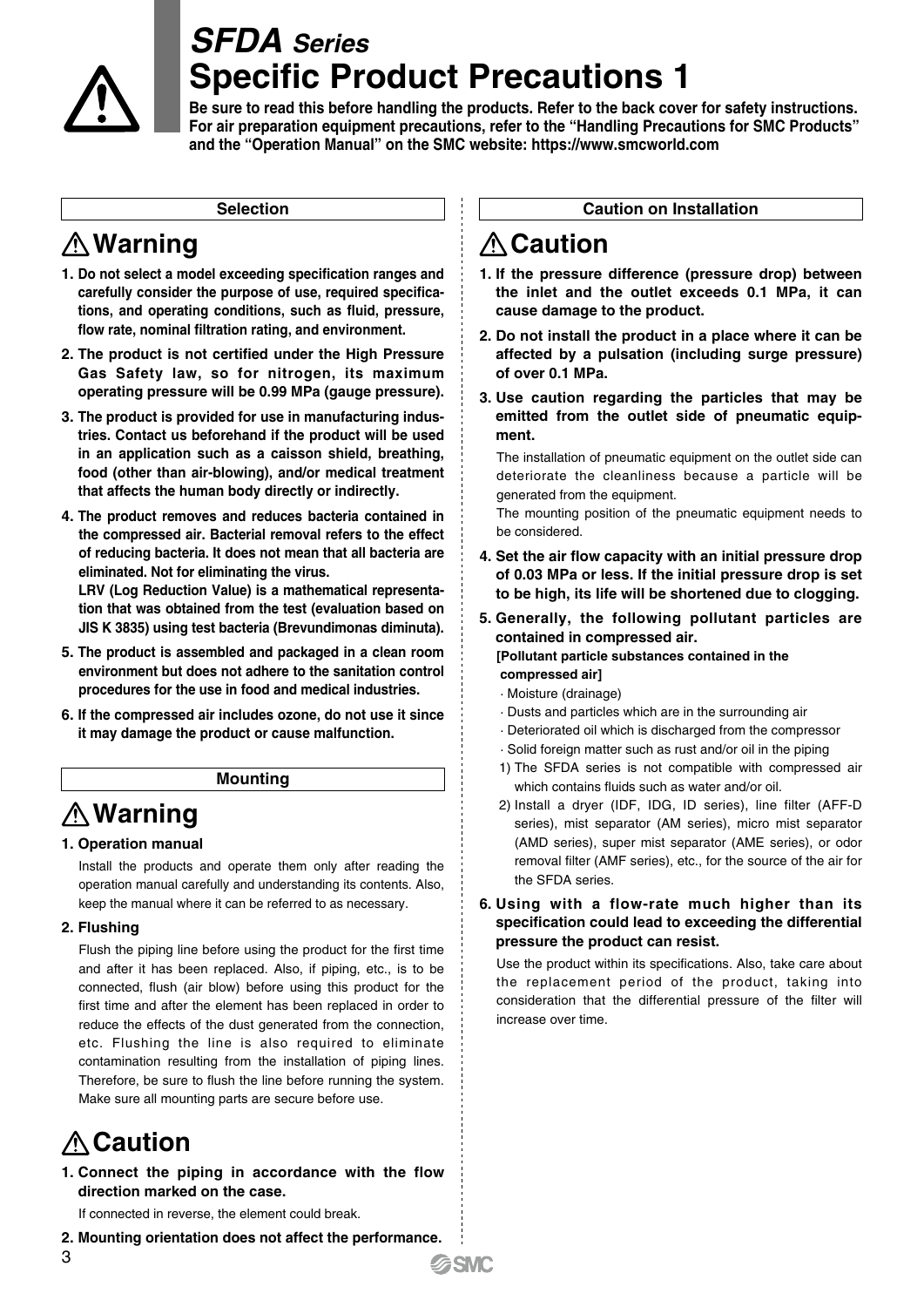# *SFDA Series* Specific Product Precautions 1

**Be sure to read this before handling the products. Refer to the back cover for safety instructions. For air preparation equipment precautions, refer to the "Handling Precautions for SMC Products" and the "Operation Manual" on the SMC website: https://www.smcworld.com**

## Selection

### ⚠ Warning

1. **Do not select a model exceeding specification ranges and carefully consider the purpose of use, required specifications, and operating conditions, such as fluid, pressure, flow rate, nominal filtration rating, and environment.**
2. **The product is not certified under the High Pressure Gas Safety law, so for nitrogen, its maximum operating pressure will be 0.99 MPa (gauge pressure).**
3. **The product is provided for use in manufacturing industries. Contact us beforehand if the product will be used in an application such as a caisson shield, breathing, food (other than air-blowing), and/or medical treatment that affects the human body directly or indirectly.**
4. **The product removes and reduces bacteria contained in the compressed air. Bacterial removal refers to the effect of reducing bacteria. It does not mean that all bacteria are eliminated. Not for eliminating the virus.**
   **LRV (Log Reduction Value) is a mathematical representation that was obtained from the test (evaluation based on JIS K 3835) using test bacteria (Brevundimonas diminuta).**
5. **The product is assembled and packaged in a clean room environment but does not adhere to the sanitation control procedures for the use in food and medical industries.**
6. **If the compressed air includes ozone, do not use it since it may damage the product or cause malfunction.**

## Mounting

### ⚠ Warning

1. **Operation manual**

   Install the products and operate them only after reading the operation manual carefully and understanding its contents. Also, keep the manual where it can be referred to as necessary.

2. **Flushing**

   Flush the piping line before using the product for the first time and after it has been replaced. Also, if piping, etc., is to be connected, flush (air blow) before using this product for the first time and after the element has been replaced in order to reduce the effects of the dust generated from the connection, etc. Flushing the line is also required to eliminate contamination resulting from the installation of piping lines. Therefore, be sure to flush the line before running the system. Make sure all mounting parts are secure before use.

### ⚠ Caution

1. **Connect the piping in accordance with the flow direction marked on the case.**

   If connected in reverse, the element could break.

2. **Mounting orientation does not affect the performance.**

## Caution on Installation

### ⚠ Caution

1. **If the pressure difference (pressure drop) between the inlet and the outlet exceeds 0.1 MPa, it can cause damage to the product.**
2. **Do not install the product in a place where it can be affected by a pulsation (including surge pressure) of over 0.1 MPa.**
3. **Use caution regarding the particles that may be emitted from the outlet side of pneumatic equipment.**

   The installation of pneumatic equipment on the outlet side can deteriorate the cleanliness because a particle will be generated from the equipment.
   The mounting position of the pneumatic equipment needs to be considered.

4. **Set the air flow capacity with an initial pressure drop of 0.03 MPa or less. If the initial pressure drop is set to be high, its life will be shortened due to clogging.**
5. **Generally, the following pollutant particles are contained in compressed air.**

   **[Pollutant particle substances contained in the compressed air]**
   - Moisture (drainage)
   - Dusts and particles which are in the surrounding air
   - Deteriorated oil which is discharged from the compressor
   - Solid foreign matter such as rust and/or oil in the piping

   1) The SFDA series is not compatible with compressed air which contains fluids such as water and/or oil.
   2) Install a dryer (IDF, IDG, ID series), line filter (AFF-D series), mist separator (AM series), micro mist separator (AMD series), super mist separator (AME series), or odor removal filter (AMF series), etc., for the source of the air for the SFDA series.

6. **Using with a flow-rate much higher than its specification could lead to exceeding the differential pressure the product can resist.**

   Use the product within its specifications. Also, take care about the replacement period of the product, taking into consideration that the differential pressure of the filter will increase over time.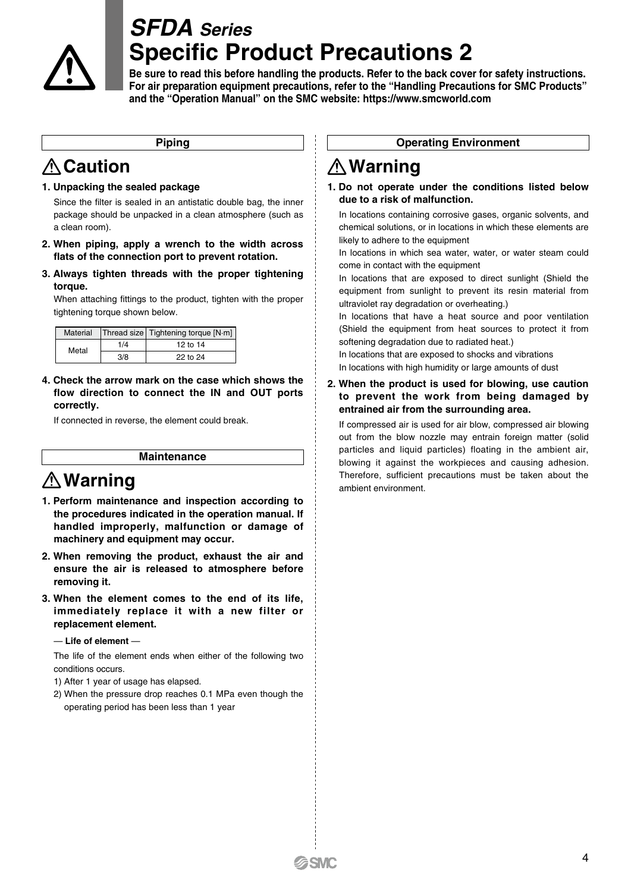# SFDA Series
# Specific Product Precautions 2

**Be sure to read this before handling the products. Refer to the back cover for safety instructions. For air preparation equipment precautions, refer to the "Handling Precautions for SMC Products" and the "Operation Manual" on the SMC website: https://www.smcworld.com**

## Piping

### ⚠ Caution

**1. Unpacking the sealed package**

Since the filter is sealed in an antistatic double bag, the inner package should be unpacked in a clean atmosphere (such as a clean room).

**2. When piping, apply a wrench to the width across flats of the connection port to prevent rotation.**

**3. Always tighten threads with the proper tightening torque.**

When attaching fittings to the product, tighten with the proper tightening torque shown below.

| Material | Thread size | Tightening torque [N·m] |
|---|---|---|
| Metal | 1/4 | 12 to 14 |
| | 3/8 | 22 to 24 |

**4. Check the arrow mark on the case which shows the flow direction to connect the IN and OUT ports correctly.**

If connected in reverse, the element could break.

## Maintenance

### ⚠ Warning

**1. Perform maintenance and inspection according to the procedures indicated in the operation manual. If handled improperly, malfunction or damage of machinery and equipment may occur.**

**2. When removing the product, exhaust the air and ensure the air is released to atmosphere before removing it.**

**3. When the element comes to the end of its life, immediately replace it with a new filter or replacement element.**

— **Life of element** —

The life of the element ends when either of the following two conditions occurs.

1) After 1 year of usage has elapsed.
2) When the pressure drop reaches 0.1 MPa even though the operating period has been less than 1 year

## Operating Environment

### ⚠ Warning

**1. Do not operate under the conditions listed below due to a risk of malfunction.**

In locations containing corrosive gases, organic solvents, and chemical solutions, or in locations in which these elements are likely to adhere to the equipment

In locations in which sea water, water, or water steam could come in contact with the equipment

In locations that are exposed to direct sunlight (Shield the equipment from sunlight to prevent its resin material from ultraviolet ray degradation or overheating.)

In locations that have a heat source and poor ventilation (Shield the equipment from heat sources to protect it from softening degradation due to radiated heat.)

In locations that are exposed to shocks and vibrations

In locations with high humidity or large amounts of dust

**2. When the product is used for blowing, use caution to prevent the work from being damaged by entrained air from the surrounding area.**

If compressed air is used for air blow, compressed air blowing out from the blow nozzle may entrain foreign matter (solid particles and liquid particles) floating in the ambient air, blowing it against the workpieces and causing adhesion. Therefore, sufficient precautions must be taken about the ambient environment.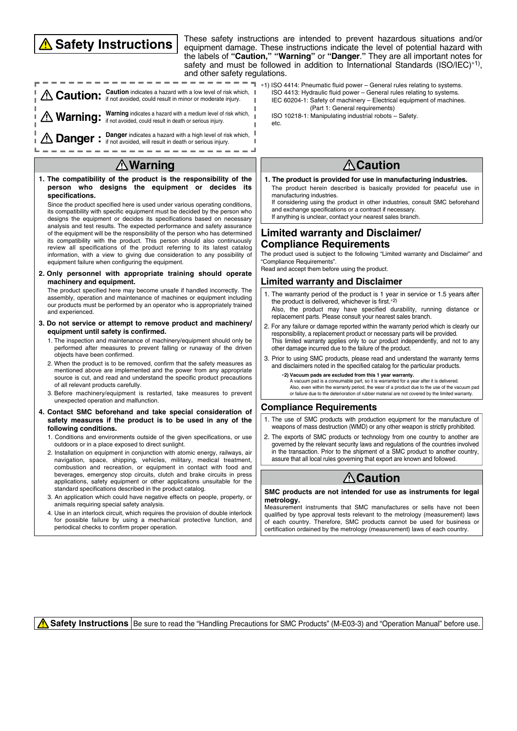# ⚠ Safety Instructions

These safety instructions are intended to prevent hazardous situations and/or equipment damage. These instructions indicate the level of potential hazard with the labels of **"Caution," "Warning"** or **"Danger."** They are all important notes for safety and must be followed in addition to International Standards (ISO/IEC)*1), and other safety regulations.

**⚠ Caution:** **Caution** indicates a hazard with a low level of risk which, if not avoided, could result in minor or moderate injury.

**⚠ Warning:** **Warning** indicates a hazard with a medium level of risk which, if not avoided, could result in death or serious injury.

**⚠ Danger :** **Danger** indicates a hazard with a high level of risk which, if not avoided, will result in death or serious injury.

*1) ISO 4414: Pneumatic fluid power – General rules relating to systems.
ISO 4413: Hydraulic fluid power – General rules relating to systems.
IEC 60204-1: Safety of machinery – Electrical equipment of machines. (Part 1: General requirements)
ISO 10218-1: Manipulating industrial robots – Safety.
etc.

## ⚠Warning

**1. The compatibility of the product is the responsibility of the person who designs the equipment or decides its specifications.**

Since the product specified here is used under various operating conditions, its compatibility with specific equipment must be decided by the person who designs the equipment or decides its specifications based on necessary analysis and test results. The expected performance and safety assurance of the equipment will be the responsibility of the person who has determined its compatibility with the product. This person should also continuously review all specifications of the product referring to its latest catalog information, with a view to giving due consideration to any possibility of equipment failure when configuring the equipment.

**2. Only personnel with appropriate training should operate machinery and equipment.**

The product specified here may become unsafe if handled incorrectly. The assembly, operation and maintenance of machines or equipment including our products must be performed by an operator who is appropriately trained and experienced.

**3. Do not service or attempt to remove product and machinery/ equipment until safety is confirmed.**

1. The inspection and maintenance of machinery/equipment should only be performed after measures to prevent falling or runaway of the driven objects have been confirmed.
2. When the product is to be removed, confirm that the safety measures as mentioned above are implemented and the power from any appropriate source is cut, and read and understand the specific product precautions of all relevant products carefully.
3. Before machinery/equipment is restarted, take measures to prevent unexpected operation and malfunction.

**4. Contact SMC beforehand and take special consideration of safety measures if the product is to be used in any of the following conditions.**

1. Conditions and environments outside of the given specifications, or use outdoors or in a place exposed to direct sunlight.
2. Installation on equipment in conjunction with atomic energy, railways, air navigation, space, shipping, vehicles, military, medical treatment, combustion and recreation, or equipment in contact with food and beverages, emergency stop circuits, clutch and brake circuits in press applications, safety equipment or other applications unsuitable for the standard specifications described in the product catalog.
3. An application which could have negative effects on people, property, or animals requiring special safety analysis.
4. Use in an interlock circuit, which requires the provision of double interlock for possible failure by using a mechanical protective function, and periodical checks to confirm proper operation.

## ⚠Caution

**1. The product is provided for use in manufacturing industries.**

The product herein described is basically provided for peaceful use in manufacturing industries.
If considering using the product in other industries, consult SMC beforehand and exchange specifications or a contract if necessary.
If anything is unclear, contact your nearest sales branch.

## Limited warranty and Disclaimer/ Compliance Requirements

The product used is subject to the following "Limited warranty and Disclaimer" and "Compliance Requirements".
Read and accept them before using the product.

### Limited warranty and Disclaimer

1. The warranty period of the product is 1 year in service or 1.5 years after the product is delivered, whichever is first.*2)
Also, the product may have specified durability, running distance or replacement parts. Please consult your nearest sales branch.
2. For any failure or damage reported within the warranty period which is clearly our responsibility, a replacement product or necessary parts will be provided.
This limited warranty applies only to our product independently, and not to any other damage incurred due to the failure of the product.
3. Prior to using SMC products, please read and understand the warranty terms and disclaimers noted in the specified catalog for the particular products.

*2) **Vacuum pads are excluded from this 1 year warranty.**
A vacuum pad is a consumable part, so it is warranted for a year after it is delivered.
Also, even within the warranty period, the wear of a product due to the use of the vacuum pad or failure due to the deterioration of rubber material are not covered by the limited warranty.

### Compliance Requirements

1. The use of SMC products with production equipment for the manufacture of weapons of mass destruction (WMD) or any other weapon is strictly prohibited.
2. The exports of SMC products or technology from one country to another are governed by the relevant security laws and regulations of the countries involved in the transaction. Prior to the shipment of a SMC product to another country, assure that all local rules governing that export are known and followed.

## ⚠Caution

**SMC products are not intended for use as instruments for legal metrology.**

Measurement instruments that SMC manufactures or sells have not been qualified by type approval tests relevant to the metrology (measurement) laws of each country. Therefore, SMC products cannot be used for business or certification ordained by the metrology (measurement) laws of each country.

**⚠ Safety Instructions** Be sure to read the "Handling Precautions for SMC Products" (M-E03-3) and "Operation Manual" before use.